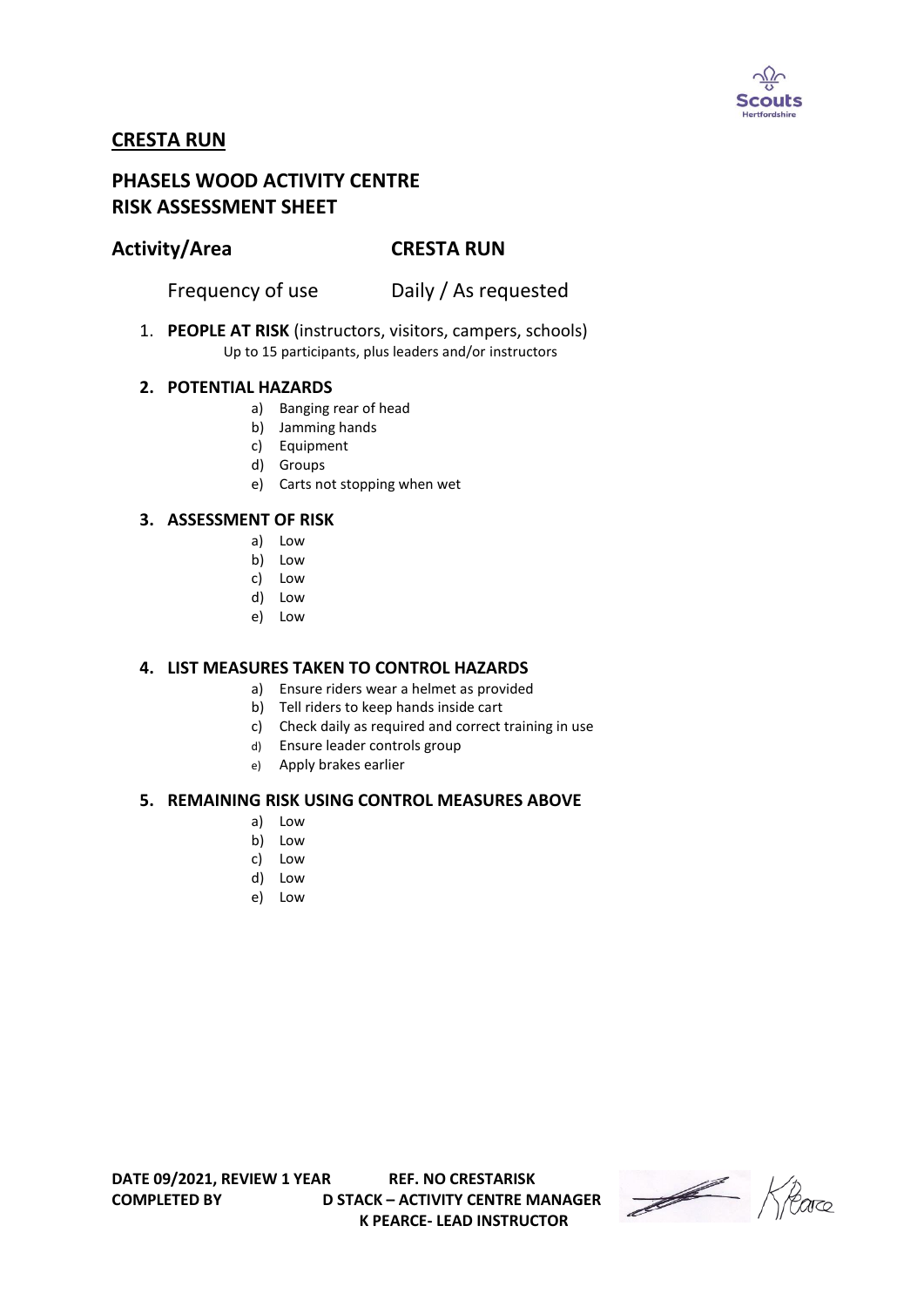## CRESTA RUN

## PHASELS WOOD ACTIVITY CENTRE
## RISK ASSESSMENT SHEET

**Activity/Area** **CRESTA RUN**

Frequency of use Daily / As requested

1. **PEOPLE AT RISK** (instructors, visitors, campers, schools)
   Up to 15 participants, plus leaders and/or instructors

2. **POTENTIAL HAZARDS**
   a) Banging rear of head
   b) Jamming hands
   c) Equipment
   d) Groups
   e) Carts not stopping when wet

3. **ASSESSMENT OF RISK**
   a) Low
   b) Low
   c) Low
   d) Low
   e) Low

4. **LIST MEASURES TAKEN TO CONTROL HAZARDS**
   a) Ensure riders wear a helmet as provided
   b) Tell riders to keep hands inside cart
   c) Check daily as required and correct training in use
   d) Ensure leader controls group
   e) Apply brakes earlier

5. **REMAINING RISK USING CONTROL MEASURES ABOVE**
   a) Low
   b) Low
   c) Low
   d) Low
   e) Low

**DATE 09/2021, REVIEW 1 YEAR** **REF. NO CRESTARISK**
**COMPLETED BY** **D STACK – ACTIVITY CENTRE MANAGER**
**K PEARCE- LEAD INSTRUCTOR**

K Pearce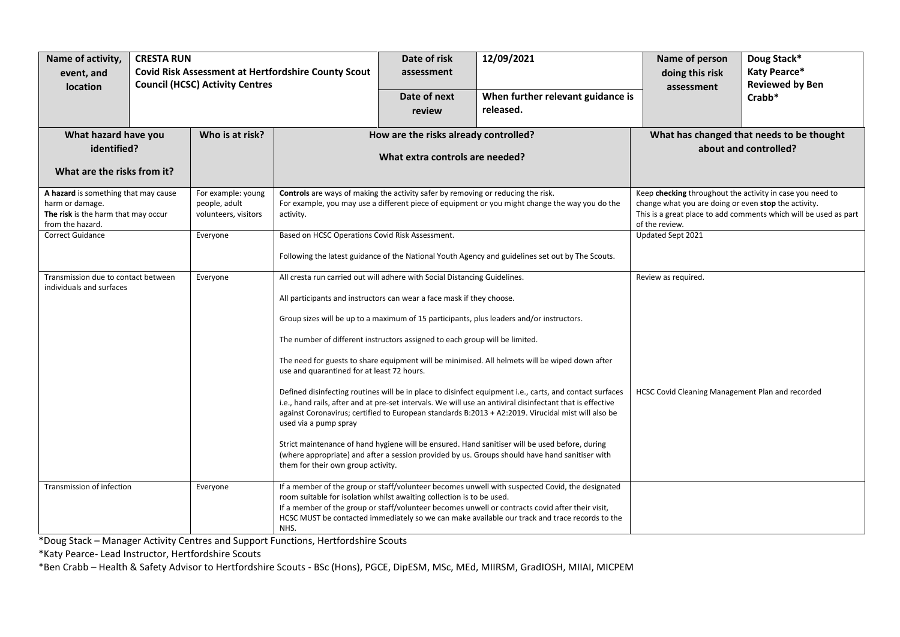| Name of activity, event, and location | CRESTA RUN<br>Covid Risk Assessment at Hertfordshire County Scout Council (HCSC) Activity Centres | Date of risk assessment | 12/09/2021 | Name of person doing this risk assessment | Doug Stack*<br>Katy Pearce*<br>Reviewed by Ben Crabb* |
|---|---|---|---|---|---|
| | | Date of next review | When further relevant guidance is released. | | |

| What hazard have you identified?<br><br>What are the risks from it? | Who is at risk? | How are the risks already controlled?<br><br>What extra controls are needed? | What has changed that needs to be thought about and controlled? |
|---|---|---|---|
| A hazard is something that may cause harm or damage.<br>The risk is the harm that may occur from the hazard. | For example: young people, adult volunteers, visitors | Controls are ways of making the activity safer by removing or reducing the risk.<br>For example, you may use a different piece of equipment or you might change the way you do the activity. | Keep checking throughout the activity in case you need to change what you are doing or even stop the activity.<br>This is a great place to add comments which will be used as part of the review. |
| Correct Guidance | Everyone | Based on HCSC Operations Covid Risk Assessment.<br><br>Following the latest guidance of the National Youth Agency and guidelines set out by The Scouts. | Updated Sept 2021 |
| Transmission due to contact between individuals and surfaces | Everyone | All cresta run carried out will adhere with Social Distancing Guidelines.<br><br>All participants and instructors can wear a face mask if they choose.<br><br>Group sizes will be up to a maximum of 15 participants, plus leaders and/or instructors.<br><br>The number of different instructors assigned to each group will be limited.<br><br>The need for guests to share equipment will be minimised. All helmets will be wiped down after use and quarantined for at least 72 hours.<br><br>Defined disinfecting routines will be in place to disinfect equipment i.e., carts, and contact surfaces i.e., hand rails, after and at pre-set intervals. We will use an antiviral disinfectant that is effective against Coronavirus; certified to European standards B:2013 + A2:2019. Virucidal mist will also be used via a pump spray<br><br>Strict maintenance of hand hygiene will be ensured. Hand sanitiser will be used before, during (where appropriate) and after a session provided by us. Groups should have hand sanitiser with them for their own group activity. | Review as required.<br><br>HCSC Covid Cleaning Management Plan and recorded |
| Transmission of infection | Everyone | If a member of the group or staff/volunteer becomes unwell with suspected Covid, the designated room suitable for isolation whilst awaiting collection is to be used.<br>If a member of the group or staff/volunteer becomes unwell or contracts covid after their visit, HCSC MUST be contacted immediately so we can make available our track and trace records to the NHS. | |

*Doug Stack – Manager Activity Centres and Support Functions, Hertfordshire Scouts

*Katy Pearce- Lead Instructor, Hertfordshire Scouts

*Ben Crabb – Health & Safety Advisor to Hertfordshire Scouts - BSc (Hons), PGCE, DipESM, MSc, MEd, MIIRSM, GradIOSH, MIIAI, MICPEM